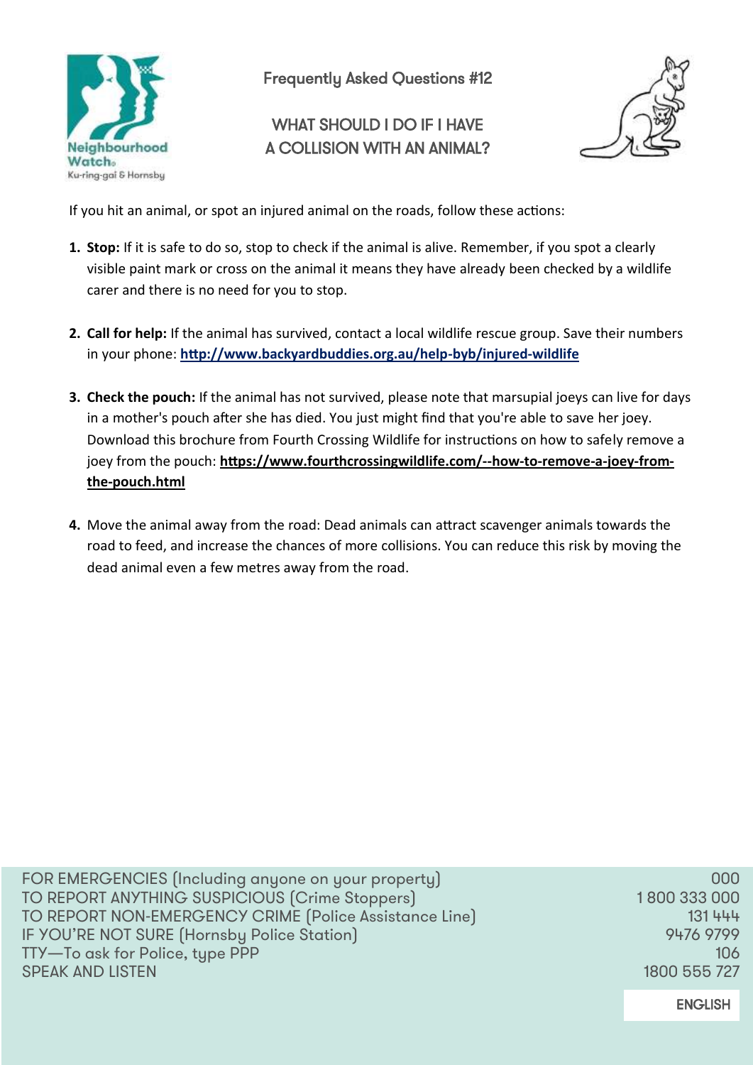Neighbourhood Watch
Ku-ring-gai & Hornsby

Frequently Asked Questions #12

# WHAT SHOULD I DO IF I HAVE A COLLISION WITH AN ANIMAL?

If you hit an animal, or spot an injured animal on the roads, follow these actions:

1. **Stop:** If it is safe to do so, stop to check if the animal is alive. Remember, if you spot a clearly visible paint mark or cross on the animal it means they have already been checked by a wildlife carer and there is no need for you to stop.

2. **Call for help:** If the animal has survived, contact a local wildlife rescue group. Save their numbers in your phone: **http://www.backyardbuddies.org.au/help-byb/injured-wildlife**

3. **Check the pouch:** If the animal has not survived, please note that marsupial joeys can live for days in a mother's pouch after she has died. You just might find that you're able to save her joey. Download this brochure from Fourth Crossing Wildlife for instructions on how to safely remove a joey from the pouch: **https://www.fourthcrossingwildlife.com/--how-to-remove-a-joey-from-the-pouch.html**

4. Move the animal away from the road: Dead animals can attract scavenger animals towards the road to feed, and increase the chances of more collisions. You can reduce this risk by moving the dead animal even a few metres away from the road.

| | |
|---|---|
| FOR EMERGENCIES (Including anyone on your property) | 000 |
| TO REPORT ANYTHING SUSPICIOUS (Crime Stoppers) | 1 800 333 000 |
| TO REPORT NON-EMERGENCY CRIME (Police Assistance Line) | 131 444 |
| IF YOU'RE NOT SURE (Hornsby Police Station) | 9476 9799 |
| TTY—To ask for Police, type PPP | 106 |
| SPEAK AND LISTEN | 1800 555 727 |

ENGLISH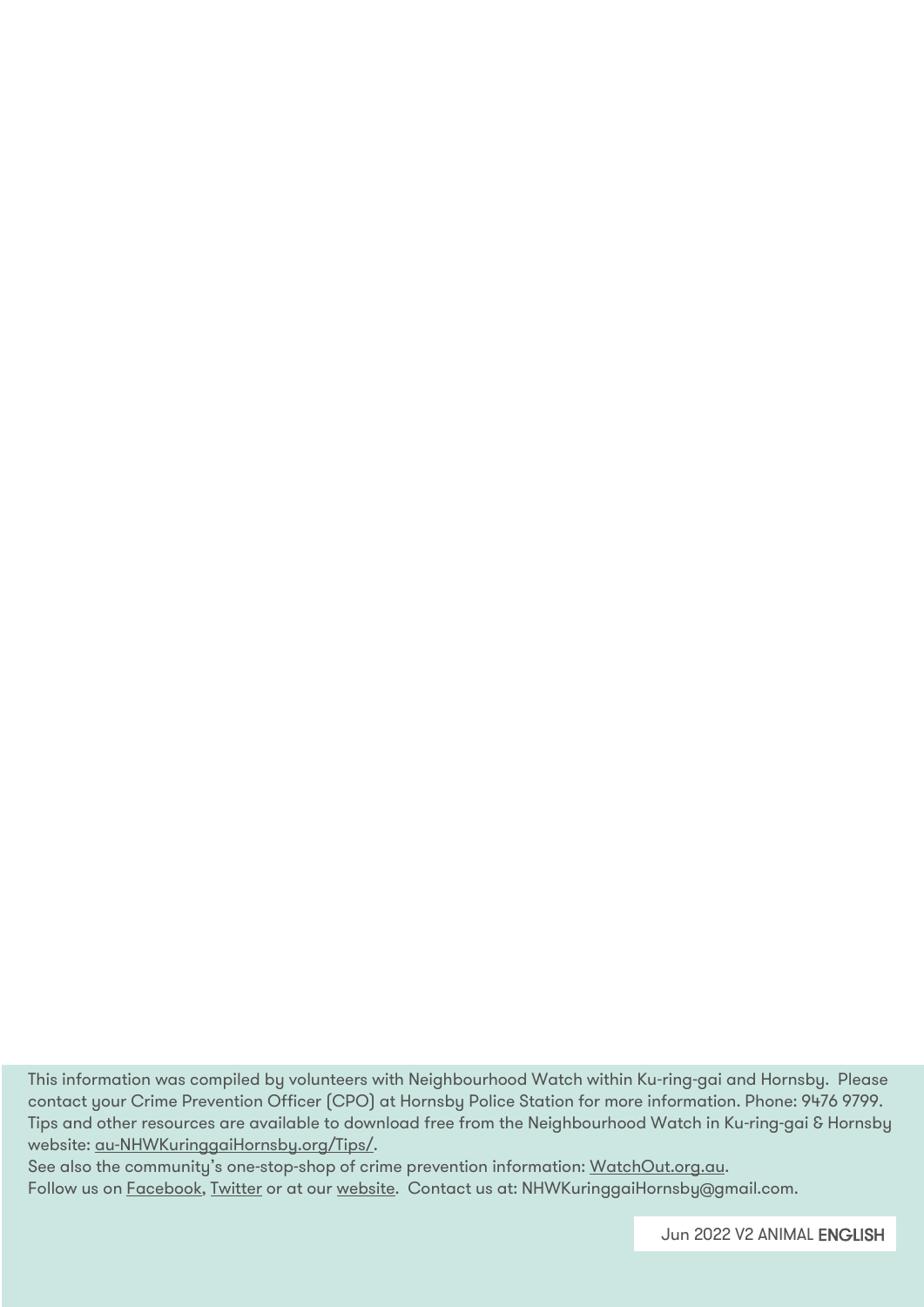This information was compiled by volunteers with Neighbourhood Watch within Ku-ring-gai and Hornsby. Please contact your Crime Prevention Officer (CPO) at Hornsby Police Station for more information. Phone: 9476 9799. Tips and other resources are available to download free from the Neighbourhood Watch in Ku-ring-gai & Hornsby website: au-NHWKuringgaiHornsby.org/Tips/.

See also the community's one-stop-shop of crime prevention information: WatchOut.org.au.

Follow us on Facebook, Twitter or at our website. Contact us at: NHWKuringgaiHornsby@gmail.com.

Jun 2022 V2 ANIMAL ENGLISH